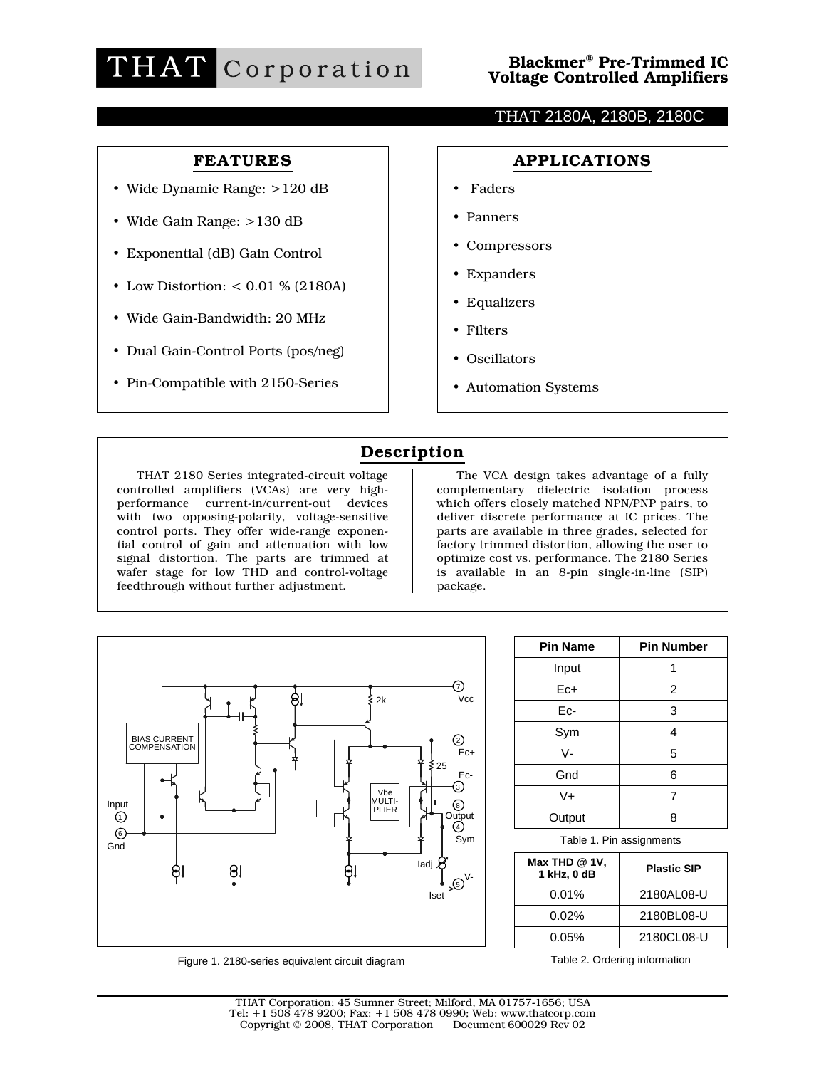# THAT Corporation

## Blackmer® Pre-Trimmed IC Voltage Controlled Amplifiers

### THAT 2180A, 2180B, 2180C

## FEATURES

- Wide Dynamic Range: >120 dB
- Wide Gain Range: >130 dB
- Exponential (dB) Gain Control
- Low Distortion: < 0.01 % (2180A)
- Wide Gain-Bandwidth: 20 MHz
- Dual Gain-Control Ports (pos/neg)
- Pin-Compatible with 2150-Series

## APPLICATIONS

- Faders
- Panners
- Compressors
- Expanders
- Equalizers
- Filters
- Oscillators
- Automation Systems

## Description

THAT 2180 Series integrated-circuit voltage controlled amplifiers (VCAs) are very high-performance current-in/current-out devices with two opposing-polarity, voltage-sensitive control ports. They offer wide-range exponential control of gain and attenuation with low signal distortion. The parts are trimmed at wafer stage for low THD and control-voltage feedthrough without further adjustment.

The VCA design takes advantage of a fully complementary dielectric isolation process which offers closely matched NPN/PNP pairs, to deliver discrete performance at IC prices. The parts are available in three grades, selected for factory trimmed distortion, allowing the user to optimize cost vs. performance. The 2180 Series is available in an 8-pin single-in-line (SIP) package.

Figure 1. 2180-series equivalent circuit diagram

| Pin Name | Pin Number |
|---|---|
| Input | 1 |
| Ec+ | 2 |
| Ec- | 3 |
| Sym | 4 |
| V- | 5 |
| Gnd | 6 |
| V+ | 7 |
| Output | 8 |

Table 1. Pin assignments

| Max THD @ 1V, 1 kHz, 0 dB | Plastic SIP |
|---|---|
| 0.01% | 2180AL08-U |
| 0.02% | 2180BL08-U |
| 0.05% | 2180CL08-U |

Table 2. Ordering information

THAT Corporation; 45 Sumner Street; Milford, MA 01757-1656; USA
Tel: +1 508 478 9200; Fax: +1 508 478 0990; Web: www.thatcorp.com
Copyright © 2008, THAT Corporation Document 600029 Rev 02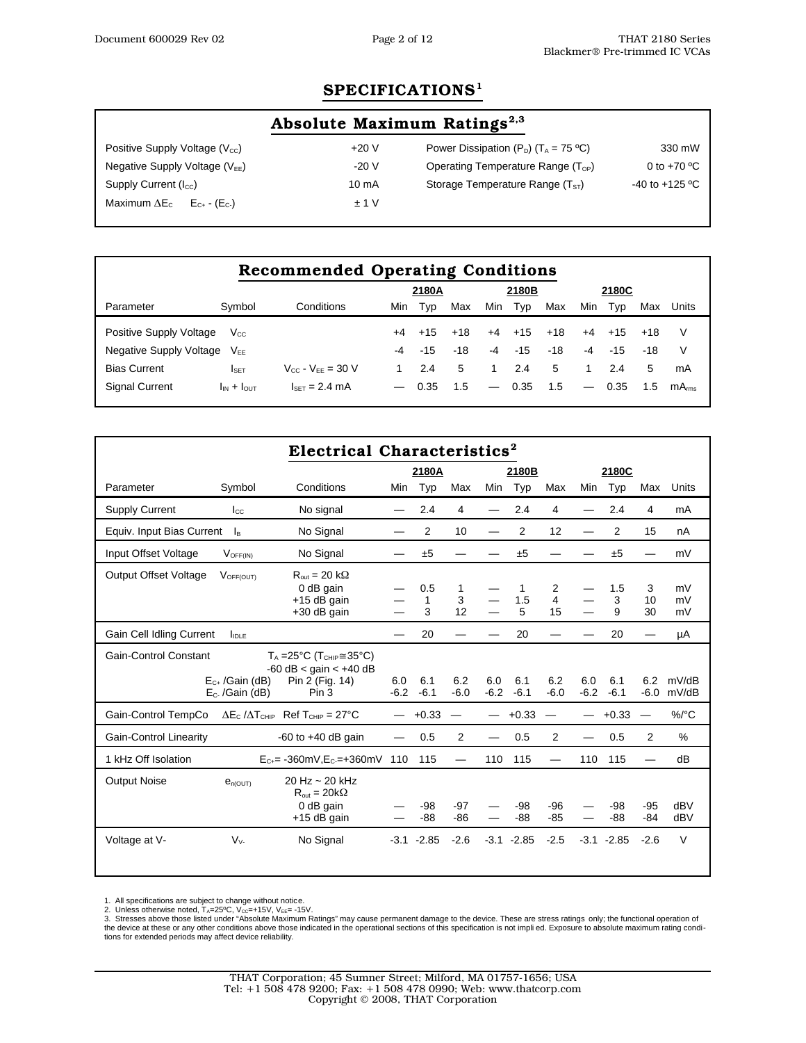# SPECIFICATIONS[1]

## Absolute Maximum Ratings[2,3]

| | | | |
|---|---|---|---|
| Positive Supply Voltage ($V_{CC}$) | +20 V | Power Dissipation ($P_D$) ($T_A$ = 75 ºC) | 330 mW |
| Negative Supply Voltage ($V_{EE}$) | -20 V | Operating Temperature Range ($T_{OP}$) | 0 to +70 ºC |
| Supply Current ($I_{CC}$) | 10 mA | Storage Temperature Range ($T_{ST}$) | -40 to +125 ºC |
| Maximum $\Delta E_C$ &nbsp; $E_{C+}$ - ($E_{C-}$) | ± 1 V | | |

## Recommended Operating Conditions

| Parameter | Symbol | Conditions | 2180A Min | 2180A Typ | 2180A Max | 2180B Min | 2180B Typ | 2180B Max | 2180C Min | 2180C Typ | 2180C Max | Units |
|---|---|---|---|---|---|---|---|---|---|---|---|---|
| Positive Supply Voltage | $V_{CC}$ | | +4 | +15 | +18 | +4 | +15 | +18 | +4 | +15 | +18 | V |
| Negative Supply Voltage | $V_{EE}$ | | -4 | -15 | -18 | -4 | -15 | -18 | -4 | -15 | -18 | V |
| Bias Current | $I_{SET}$ | $V_{CC}$ - $V_{EE}$ = 30 V | 1 | 2.4 | 5 | 1 | 2.4 | 5 | 1 | 2.4 | 5 | mA |
| Signal Current | $I_{IN}$ + $I_{OUT}$ | $I_{SET}$ = 2.4 mA | — | 0.35 | 1.5 | — | 0.35 | 1.5 | — | 0.35 | 1.5 | $mA_{rms}$ |

## Electrical Characteristics[2]

| Parameter | Symbol | Conditions | 2180A Min | 2180A Typ | 2180A Max | 2180B Min | 2180B Typ | 2180B Max | 2180C Min | 2180C Typ | 2180C Max | Units |
|---|---|---|---|---|---|---|---|---|---|---|---|---|
| Supply Current | $I_{CC}$ | No signal | — | 2.4 | 4 | — | 2.4 | 4 | — | 2.4 | 4 | mA |
| Equiv. Input Bias Current | $I_B$ | No Signal | — | 2 | 10 | — | 2 | 12 | — | 2 | 15 | nA |
| Input Offset Voltage | $V_{OFF(IN)}$ | No Signal | — | ±5 | — | — | ±5 | — | — | ±5 | — | mV |
| Output Offset Voltage | $V_{OFF(OUT)}$ | $R_{out}$ = 20 kΩ | | | | | | | | | | |
| | | 0 dB gain | — | 0.5 | 1 | — | 1 | 2 | — | 1.5 | 3 | mV |
| | | +15 dB gain | — | 1 | 3 | — | 1.5 | 4 | — | 3 | 10 | mV |
| | | +30 dB gain | — | 3 | 12 | — | 5 | 15 | — | 9 | 30 | mV |
| Gain Cell Idling Current | $I_{IDLE}$ | | — | 20 | — | — | 20 | — | — | 20 | — | µA |
| Gain-Control Constant | | $T_A$ =25°C ($T_{CHIP}$≅35°C) -60 dB < gain < +40 dB | | | | | | | | | | |
| | $E_{C+}$ /Gain (dB) | Pin 2 (Fig. 14) | 6.0 | 6.1 | 6.2 | 6.0 | 6.1 | 6.2 | 6.0 | 6.1 | 6.2 | mV/dB |
| | $E_{C-}$ /Gain (dB) | Pin 3 | -6.2 | -6.1 | -6.0 | -6.2 | -6.1 | -6.0 | -6.2 | -6.1 | -6.0 | mV/dB |
| Gain-Control TempCo | $\Delta E_C$ /$\Delta T_{CHIP}$ | Ref $T_{CHIP}$ = 27°C | — | +0.33 | — | — | +0.33 | — | — | +0.33 | — | %/°C |
| Gain-Control Linearity | | -60 to +40 dB gain | — | 0.5 | 2 | — | 0.5 | 2 | — | 0.5 | 2 | % |
| 1 kHz Off Isolation | | $E_{C+}$= -360mV,$E_{C-}$=+360mV | 110 | 115 | — | 110 | 115 | — | 110 | 115 | — | dB |
| Output Noise | $e_{n(OUT)}$ | 20 Hz ~ 20 kHz, $R_{out}$ = 20kΩ | | | | | | | | | | |
| | | 0 dB gain | — | -98 | -97 | — | -98 | -96 | — | -98 | -95 | dBV |
| | | +15 dB gain | — | -88 | -86 | — | -88 | -85 | — | -88 | -84 | dBV |
| Voltage at V- | $V_{V-}$ | No Signal | -3.1 | -2.85 | -2.6 | -3.1 | -2.85 | -2.5 | -3.1 | -2.85 | -2.6 | V |

1. All specifications are subject to change without notice.
2. Unless otherwise noted, $T_A$=25ºC, $V_{CC}$=+15V, $V_{EE}$= -15V.
3. Stresses above those listed under "Absolute Maximum Ratings" may cause permanent damage to the device. These are stress ratings only; the functional operation of the device at these or any other conditions above those indicated in the operational sections of this specification is not implied. Exposure to absolute maximum rating conditions for extended periods may affect device reliability.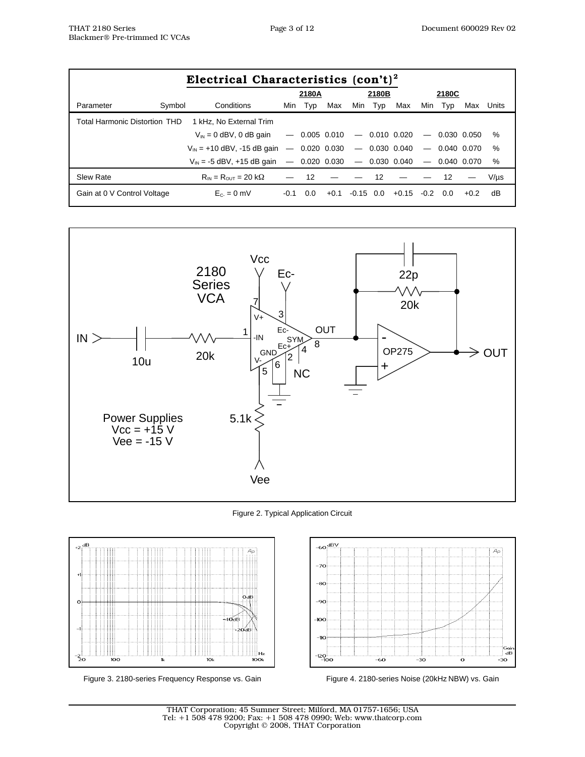## Electrical Characteristics (con't)[2]

| Parameter | Symbol | Conditions | 2180A Min | 2180A Typ | 2180A Max | 2180B Min | 2180B Typ | 2180B Max | 2180C Min | 2180C Typ | 2180C Max | Units |
|---|---|---|---|---|---|---|---|---|---|---|---|---|
| Total Harmonic Distortion | THD | 1 kHz, No External Trim | | | | | | | | | | |
| | | $V_{IN}$ = 0 dBV, 0 dB gain | — | 0.005 | 0.010 | — | 0.010 | 0.020 | — | 0.030 | 0.050 | % |
| | | $V_{IN}$ = +10 dBV, -15 dB gain | — | 0.020 | 0.030 | — | 0.030 | 0.040 | — | 0.040 | 0.070 | % |
| | | $V_{IN}$ = -5 dBV, +15 dB gain | — | 0.020 | 0.030 | — | 0.030 | 0.040 | — | 0.040 | 0.070 | % |
| Slew Rate | | $R_{IN} = R_{OUT}$ = 20 kΩ | — | 12 | — | — | 12 | — | — | 12 | — | V/µs |
| Gain at 0 V Control Voltage | | $E_{C-}$ = 0 mV | -0.1 | 0.0 | +0.1 | -0.15 | 0.0 | +0.15 | -0.2 | 0.0 | +0.2 | dB |

Figure 2. Typical Application Circuit

Figure 3. 2180-series Frequency Response vs. Gain

Figure 4. 2180-series Noise (20kHz NBW) vs. Gain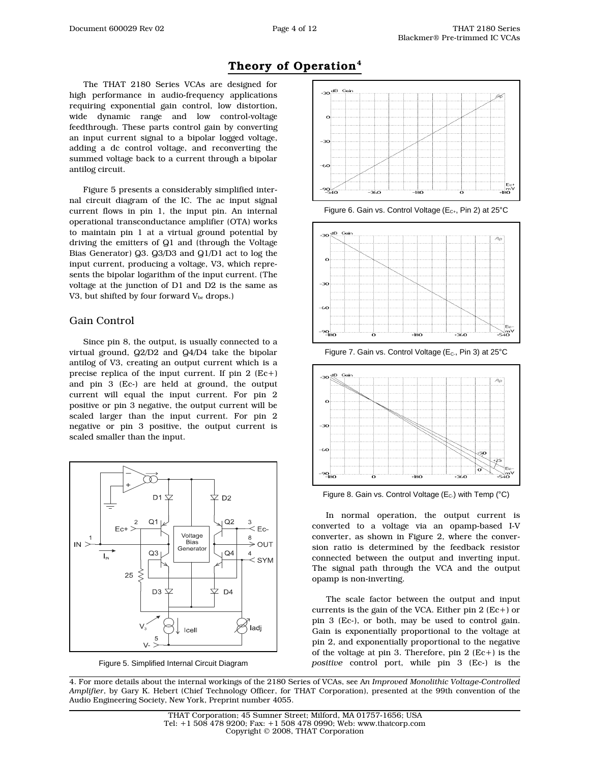## Theory of Operation[4]

The THAT 2180 Series VCAs are designed for high performance in audio-frequency applications requiring exponential gain control, low distortion, wide dynamic range and low control-voltage feedthrough. These parts control gain by converting an input current signal to a bipolar logged voltage, adding a dc control voltage, and reconverting the summed voltage back to a current through a bipolar antilog circuit.

Figure 5 presents a considerably simplified internal circuit diagram of the IC. The ac input signal current flows in pin 1, the input pin. An internal operational transconductance amplifier (OTA) works to maintain pin 1 at a virtual ground potential by driving the emitters of Q1 and (through the Voltage Bias Generator) Q3. Q3/D3 and Q1/D1 act to log the input current, producing a voltage, V3, which represents the bipolar logarithm of the input current. (The voltage at the junction of D1 and D2 is the same as V3, but shifted by four forward $V_{be}$ drops.)

### Gain Control

Since pin 8, the output, is usually connected to a virtual ground, Q2/D2 and Q4/D4 take the bipolar antilog of V3, creating an output current which is a precise replica of the input current. If pin 2 (Ec+) and pin 3 (Ec-) are held at ground, the output current will equal the input current. For pin 2 positive or pin 3 negative, the output current will be scaled larger than the input current. For pin 2 negative or pin 3 positive, the output current is scaled smaller than the input.

Figure 5. Simplified Internal Circuit Diagram

Figure 6. Gain vs. Control Voltage ($E_{C+}$, Pin 2) at 25°C

Figure 7. Gain vs. Control Voltage ($E_{C-}$, Pin 3) at 25°C

Figure 8. Gain vs. Control Voltage ($E_{C-}$) with Temp (°C)

In normal operation, the output current is converted to a voltage via an opamp-based I-V converter, as shown in Figure 2, where the conversion ratio is determined by the feedback resistor connected between the output and inverting input. The signal path through the VCA and the output opamp is non-inverting.

The scale factor between the output and input currents is the gain of the VCA. Either pin 2 (Ec+) or pin 3 (Ec-), or both, may be used to control gain. Gain is exponentially proportional to the voltage at pin 2, and exponentially proportional to the negative of the voltage at pin 3. Therefore, pin 2 (Ec+) is the *positive* control port, while pin 3 (Ec-) is the

4. For more details about the internal workings of the 2180 Series of VCAs, see *An Improved Monolithic Voltage-Controlled Amplifier*, by Gary K. Hebert (Chief Technology Officer, for THAT Corporation), presented at the 99th convention of the Audio Engineering Society, New York, Preprint number 4055.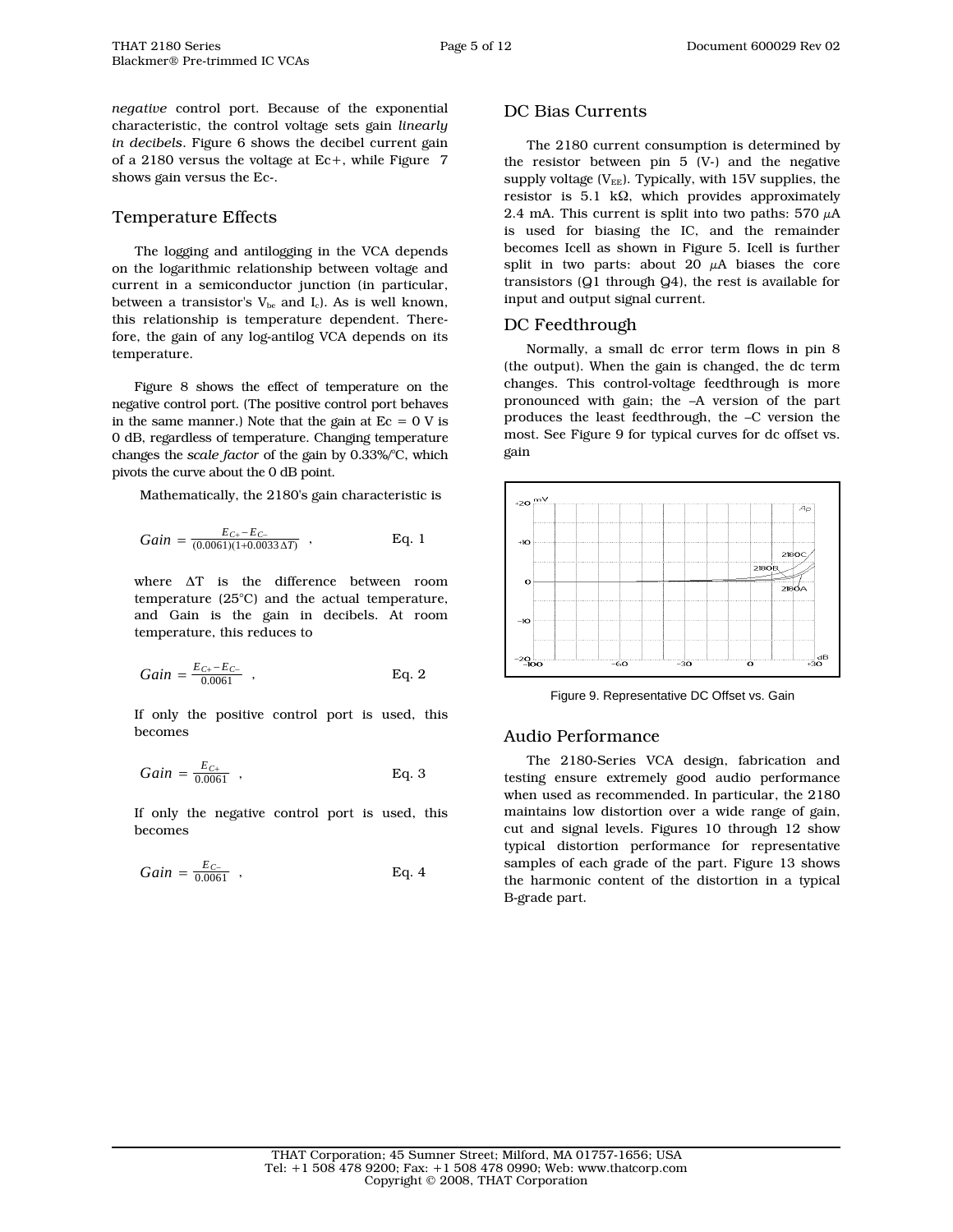*negative* control port. Because of the exponential characteristic, the control voltage sets gain *linearly in decibels*. Figure 6 shows the decibel current gain of a 2180 versus the voltage at Ec+, while Figure 7 shows gain versus the Ec-.

## Temperature Effects

The logging and antilogging in the VCA depends on the logarithmic relationship between voltage and current in a semiconductor junction (in particular, between a transistor's $V_{be}$ and $I_c$). As is well known, this relationship is temperature dependent. Therefore, the gain of any log-antilog VCA depends on its temperature.

Figure 8 shows the effect of temperature on the negative control port. (The positive control port behaves in the same manner.) Note that the gain at Ec = 0 V is 0 dB, regardless of temperature. Changing temperature changes the *scale factor* of the gain by 0.33%/°C, which pivots the curve about the 0 dB point.

Mathematically, the 2180's gain characteristic is

$$Gain = \frac{E_{C+} - E_{C-}}{(0.0061)(1+0.0033\,\Delta T)} \quad , \qquad \text{Eq. 1}$$

where ΔT is the difference between room temperature (25°C) and the actual temperature, and Gain is the gain in decibels. At room temperature, this reduces to

$$Gain = \frac{E_{C+} - E_{C-}}{0.0061} \quad , \qquad \text{Eq. 2}$$

If only the positive control port is used, this becomes

$$Gain = \frac{E_{C+}}{0.0061} \quad , \qquad \text{Eq. 3}$$

If only the negative control port is used, this becomes

$$Gain = \frac{E_{C-}}{0.0061} \quad , \qquad \text{Eq. 4}$$

## DC Bias Currents

The 2180 current consumption is determined by the resistor between pin 5 (V-) and the negative supply voltage ($V_{EE}$). Typically, with 15V supplies, the resistor is 5.1 kΩ, which provides approximately 2.4 mA. This current is split into two paths: 570 μA is used for biasing the IC, and the remainder becomes Icell as shown in Figure 5. Icell is further split in two parts: about 20 μA biases the core transistors (Q1 through Q4), the rest is available for input and output signal current.

## DC Feedthrough

Normally, a small dc error term flows in pin 8 (the output). When the gain is changed, the dc term changes. This control-voltage feedthrough is more pronounced with gain; the –A version of the part produces the least feedthrough, the –C version the most. See Figure 9 for typical curves for dc offset vs. gain

Figure 9. Representative DC Offset vs. Gain

## Audio Performance

The 2180-Series VCA design, fabrication and testing ensure extremely good audio performance when used as recommended. In particular, the 2180 maintains low distortion over a wide range of gain, cut and signal levels. Figures 10 through 12 show typical distortion performance for representative samples of each grade of the part. Figure 13 shows the harmonic content of the distortion in a typical B-grade part.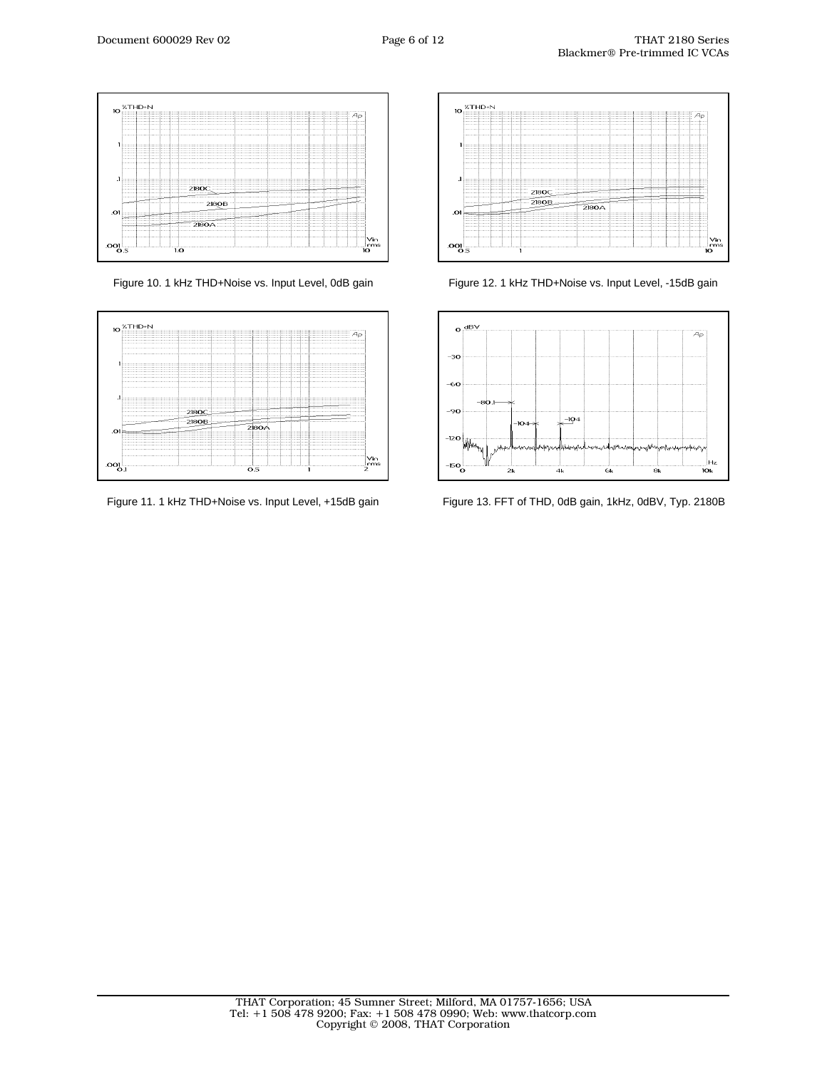Figure 10. 1 kHz THD+Noise vs. Input Level, 0dB gain

Figure 12. 1 kHz THD+Noise vs. Input Level, -15dB gain

Figure 11. 1 kHz THD+Noise vs. Input Level, +15dB gain

Figure 13. FFT of THD, 0dB gain, 1kHz, 0dBV, Typ. 2180B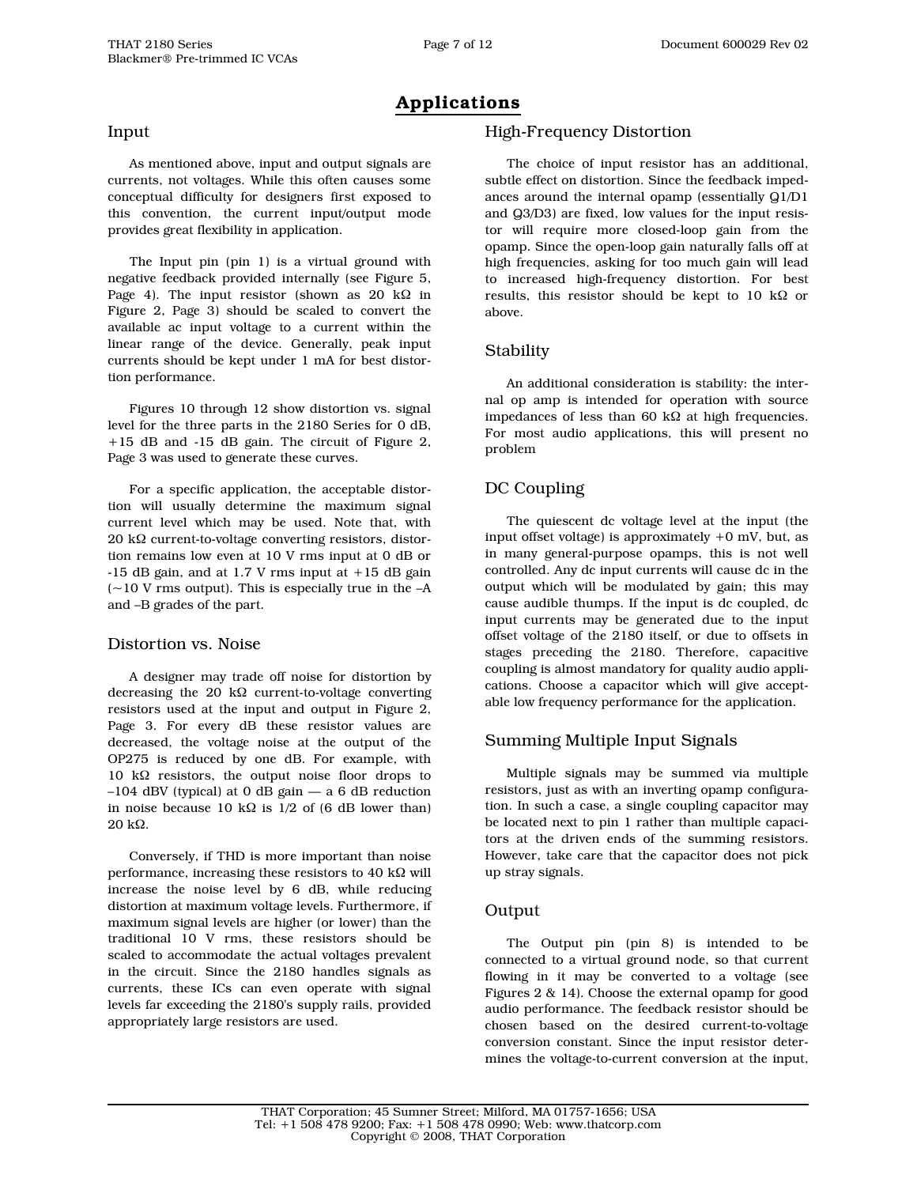# Applications

## Input

As mentioned above, input and output signals are currents, not voltages. While this often causes some conceptual difficulty for designers first exposed to this convention, the current input/output mode provides great flexibility in application.

The Input pin (pin 1) is a virtual ground with negative feedback provided internally (see Figure 5, Page 4). The input resistor (shown as 20 kΩ in Figure 2, Page 3) should be scaled to convert the available ac input voltage to a current within the linear range of the device. Generally, peak input currents should be kept under 1 mA for best distortion performance.

Figures 10 through 12 show distortion vs. signal level for the three parts in the 2180 Series for 0 dB, +15 dB and -15 dB gain. The circuit of Figure 2, Page 3 was used to generate these curves.

For a specific application, the acceptable distortion will usually determine the maximum signal current level which may be used. Note that, with 20 kΩ current-to-voltage converting resistors, distortion remains low even at 10 V rms input at 0 dB or -15 dB gain, and at 1.7 V rms input at +15 dB gain (~10 V rms output). This is especially true in the –A and –B grades of the part.

## Distortion vs. Noise

A designer may trade off noise for distortion by decreasing the 20 kΩ current-to-voltage converting resistors used at the input and output in Figure 2, Page 3. For every dB these resistor values are decreased, the voltage noise at the output of the OP275 is reduced by one dB. For example, with 10 kΩ resistors, the output noise floor drops to –104 dBV (typical) at 0 dB gain — a 6 dB reduction in noise because 10 kΩ is 1/2 of (6 dB lower than) 20 kΩ.

Conversely, if THD is more important than noise performance, increasing these resistors to 40 kΩ will increase the noise level by 6 dB, while reducing distortion at maximum voltage levels. Furthermore, if maximum signal levels are higher (or lower) than the traditional 10 V rms, these resistors should be scaled to accommodate the actual voltages prevalent in the circuit. Since the 2180 handles signals as currents, these ICs can even operate with signal levels far exceeding the 2180's supply rails, provided appropriately large resistors are used.

## High-Frequency Distortion

The choice of input resistor has an additional, subtle effect on distortion. Since the feedback impedances around the internal opamp (essentially Q1/D1 and Q3/D3) are fixed, low values for the input resistor will require more closed-loop gain from the opamp. Since the open-loop gain naturally falls off at high frequencies, asking for too much gain will lead to increased high-frequency distortion. For best results, this resistor should be kept to 10 kΩ or above.

## Stability

An additional consideration is stability: the internal op amp is intended for operation with source impedances of less than 60 kΩ at high frequencies. For most audio applications, this will present no problem

## DC Coupling

The quiescent dc voltage level at the input (the input offset voltage) is approximately +0 mV, but, as in many general-purpose opamps, this is not well controlled. Any dc input currents will cause dc in the output which will be modulated by gain; this may cause audible thumps. If the input is dc coupled, dc input currents may be generated due to the input offset voltage of the 2180 itself, or due to offsets in stages preceding the 2180. Therefore, capacitive coupling is almost mandatory for quality audio applications. Choose a capacitor which will give acceptable low frequency performance for the application.

## Summing Multiple Input Signals

Multiple signals may be summed via multiple resistors, just as with an inverting opamp configuration. In such a case, a single coupling capacitor may be located next to pin 1 rather than multiple capacitors at the driven ends of the summing resistors. However, take care that the capacitor does not pick up stray signals.

## Output

The Output pin (pin 8) is intended to be connected to a virtual ground node, so that current flowing in it may be converted to a voltage (see Figures 2 & 14). Choose the external opamp for good audio performance. The feedback resistor should be chosen based on the desired current-to-voltage conversion constant. Since the input resistor determines the voltage-to-current conversion at the input,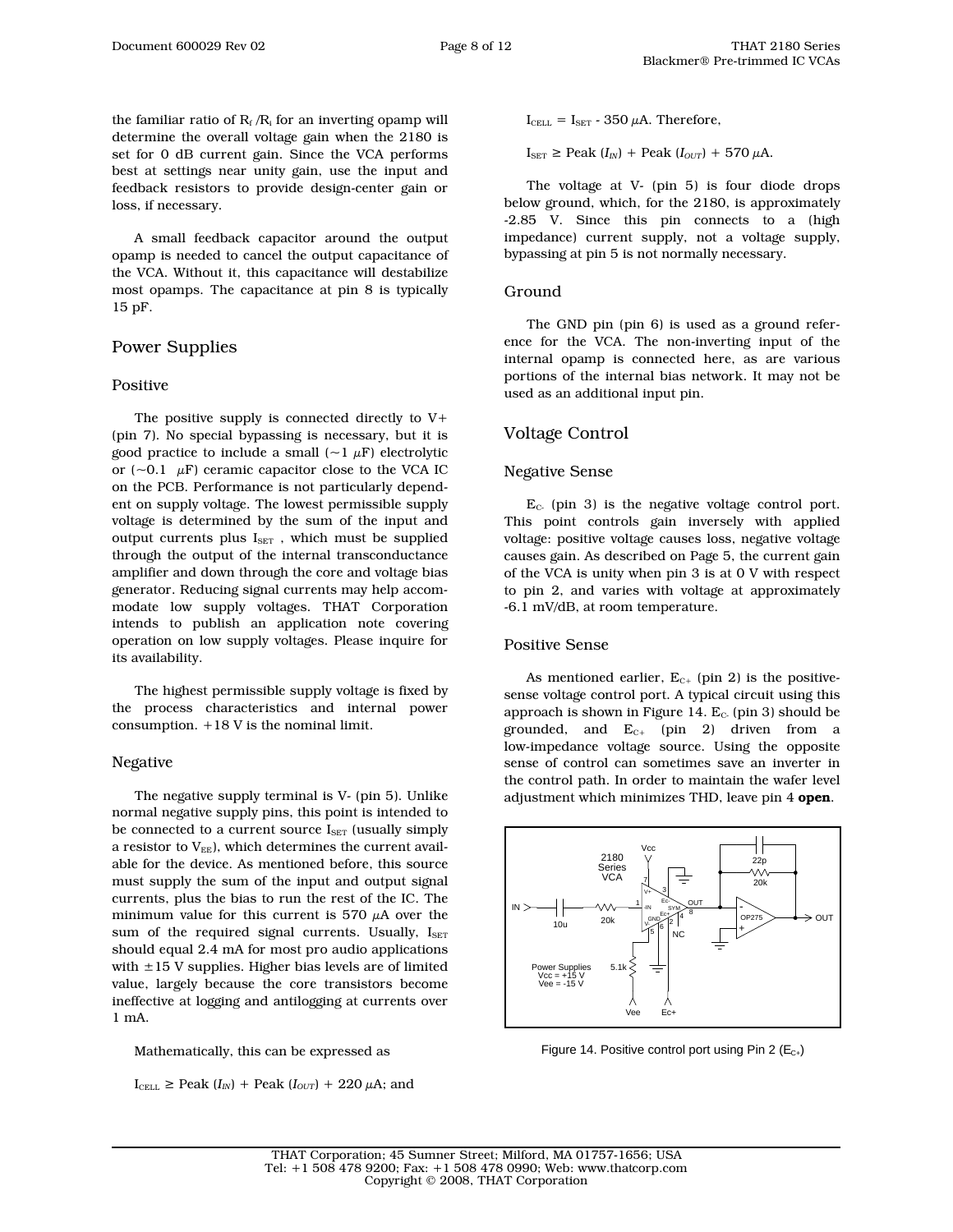the familiar ratio of $R_f/R_i$ for an inverting opamp will determine the overall voltage gain when the 2180 is set for 0 dB current gain. Since the VCA performs best at settings near unity gain, use the input and feedback resistors to provide design-center gain or loss, if necessary.

A small feedback capacitor around the output opamp is needed to cancel the output capacitance of the VCA. Without it, this capacitance will destabilize most opamps. The capacitance at pin 8 is typically 15 pF.

## Power Supplies

### Positive

The positive supply is connected directly to V+ (pin 7). No special bypassing is necessary, but it is good practice to include a small (~1 µF) electrolytic or (~0.1 µF) ceramic capacitor close to the VCA IC on the PCB. Performance is not particularly dependent on supply voltage. The lowest permissible supply voltage is determined by the sum of the input and output currents plus $I_{SET}$, which must be supplied through the output of the internal transconductance amplifier and down through the core and voltage bias generator. Reducing signal currents may help accommodate low supply voltages. THAT Corporation intends to publish an application note covering operation on low supply voltages. Please inquire for its availability.

The highest permissible supply voltage is fixed by the process characteristics and internal power consumption. +18 V is the nominal limit.

### Negative

The negative supply terminal is V- (pin 5). Unlike normal negative supply pins, this point is intended to be connected to a current source $I_{SET}$ (usually simply a resistor to $V_{EE}$), which determines the current available for the device. As mentioned before, this source must supply the sum of the input and output signal currents, plus the bias to run the rest of the IC. The minimum value for this current is 570 µA over the sum of the required signal currents. Usually, $I_{SET}$ should equal 2.4 mA for most pro audio applications with ±15 V supplies. Higher bias levels are of limited value, largely because the core transistors become ineffective at logging and antilogging at currents over 1 mA.

Mathematically, this can be expressed as

$I_{CELL} \geq \text{Peak}(I_{IN}) + \text{Peak}(I_{OUT}) + 220\ \mu\text{A}$; and

$I_{CELL} = I_{SET} - 350\ \mu\text{A}$. Therefore,

$I_{SET} \geq \text{Peak}(I_{IN}) + \text{Peak}(I_{OUT}) + 570\ \mu\text{A}$.

The voltage at V- (pin 5) is four diode drops below ground, which, for the 2180, is approximately -2.85 V. Since this pin connects to a (high impedance) current supply, not a voltage supply, bypassing at pin 5 is not normally necessary.

### Ground

The GND pin (pin 6) is used as a ground reference for the VCA. The non-inverting input of the internal opamp is connected here, as are various portions of the internal bias network. It may not be used as an additional input pin.

## Voltage Control

### Negative Sense

$E_{C-}$ (pin 3) is the negative voltage control port. This point controls gain inversely with applied voltage: positive voltage causes loss, negative voltage causes gain. As described on Page 5, the current gain of the VCA is unity when pin 3 is at 0 V with respect to pin 2, and varies with voltage at approximately -6.1 mV/dB, at room temperature.

### Positive Sense

As mentioned earlier, $E_{C+}$ (pin 2) is the positive-sense voltage control port. A typical circuit using this approach is shown in Figure 14. $E_{C-}$ (pin 3) should be grounded, and $E_{C+}$ (pin 2) driven from a low-impedance voltage source. Using the opposite sense of control can sometimes save an inverter in the control path. In order to maintain the wafer level adjustment which minimizes THD, leave pin 4 **open**.

Figure 14. Positive control port using Pin 2 ($E_{C+}$)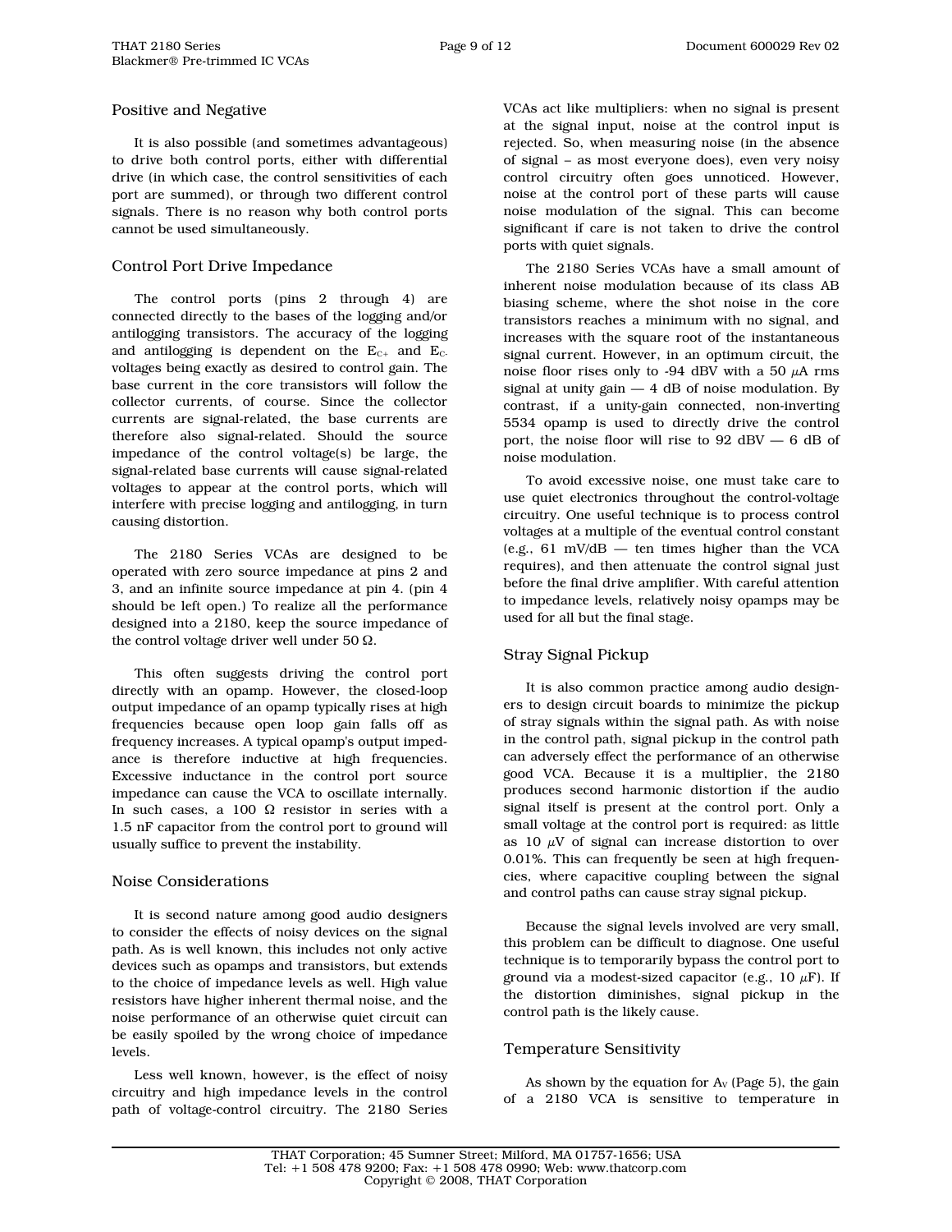## Positive and Negative

It is also possible (and sometimes advantageous) to drive both control ports, either with differential drive (in which case, the control sensitivities of each port are summed), or through two different control signals. There is no reason why both control ports cannot be used simultaneously.

## Control Port Drive Impedance

The control ports (pins 2 through 4) are connected directly to the bases of the logging and/or antilogging transistors. The accuracy of the logging and antilogging is dependent on the $E_{C+}$ and $E_{C-}$ voltages being exactly as desired to control gain. The base current in the core transistors will follow the collector currents, of course. Since the collector currents are signal-related, the base currents are therefore also signal-related. Should the source impedance of the control voltage(s) be large, the signal-related base currents will cause signal-related voltages to appear at the control ports, which will interfere with precise logging and antilogging, in turn causing distortion.

The 2180 Series VCAs are designed to be operated with zero source impedance at pins 2 and 3, and an infinite source impedance at pin 4. (pin 4 should be left open.) To realize all the performance designed into a 2180, keep the source impedance of the control voltage driver well under 50 Ω.

This often suggests driving the control port directly with an opamp. However, the closed-loop output impedance of an opamp typically rises at high frequencies because open loop gain falls off as frequency increases. A typical opamp's output impedance is therefore inductive at high frequencies. Excessive inductance in the control port source impedance can cause the VCA to oscillate internally. In such cases, a 100 Ω resistor in series with a 1.5 nF capacitor from the control port to ground will usually suffice to prevent the instability.

## Noise Considerations

It is second nature among good audio designers to consider the effects of noisy devices on the signal path. As is well known, this includes not only active devices such as opamps and transistors, but extends to the choice of impedance levels as well. High value resistors have higher inherent thermal noise, and the noise performance of an otherwise quiet circuit can be easily spoiled by the wrong choice of impedance levels.

Less well known, however, is the effect of noisy circuitry and high impedance levels in the control path of voltage-control circuitry. The 2180 Series VCAs act like multipliers: when no signal is present at the signal input, noise at the control input is rejected. So, when measuring noise (in the absence of signal – as most everyone does), even very noisy control circuitry often goes unnoticed. However, noise at the control port of these parts will cause noise modulation of the signal. This can become significant if care is not taken to drive the control ports with quiet signals.

The 2180 Series VCAs have a small amount of inherent noise modulation because of its class AB biasing scheme, where the shot noise in the core transistors reaches a minimum with no signal, and increases with the square root of the instantaneous signal current. However, in an optimum circuit, the noise floor rises only to -94 dBV with a 50 µA rms signal at unity gain — 4 dB of noise modulation. By contrast, if a unity-gain connected, non-inverting 5534 opamp is used to directly drive the control port, the noise floor will rise to 92 dBV — 6 dB of noise modulation.

To avoid excessive noise, one must take care to use quiet electronics throughout the control-voltage circuitry. One useful technique is to process control voltages at a multiple of the eventual control constant (e.g., 61 mV/dB — ten times higher than the VCA requires), and then attenuate the control signal just before the final drive amplifier. With careful attention to impedance levels, relatively noisy opamps may be used for all but the final stage.

## Stray Signal Pickup

It is also common practice among audio designers to design circuit boards to minimize the pickup of stray signals within the signal path. As with noise in the control path, signal pickup in the control path can adversely effect the performance of an otherwise good VCA. Because it is a multiplier, the 2180 produces second harmonic distortion if the audio signal itself is present at the control port. Only a small voltage at the control port is required: as little as 10 µV of signal can increase distortion to over 0.01%. This can frequently be seen at high frequencies, where capacitive coupling between the signal and control paths can cause stray signal pickup.

Because the signal levels involved are very small, this problem can be difficult to diagnose. One useful technique is to temporarily bypass the control port to ground via a modest-sized capacitor (e.g., 10 µF). If the distortion diminishes, signal pickup in the control path is the likely cause.

## Temperature Sensitivity

As shown by the equation for $A_V$ (Page 5), the gain of a 2180 VCA is sensitive to temperature in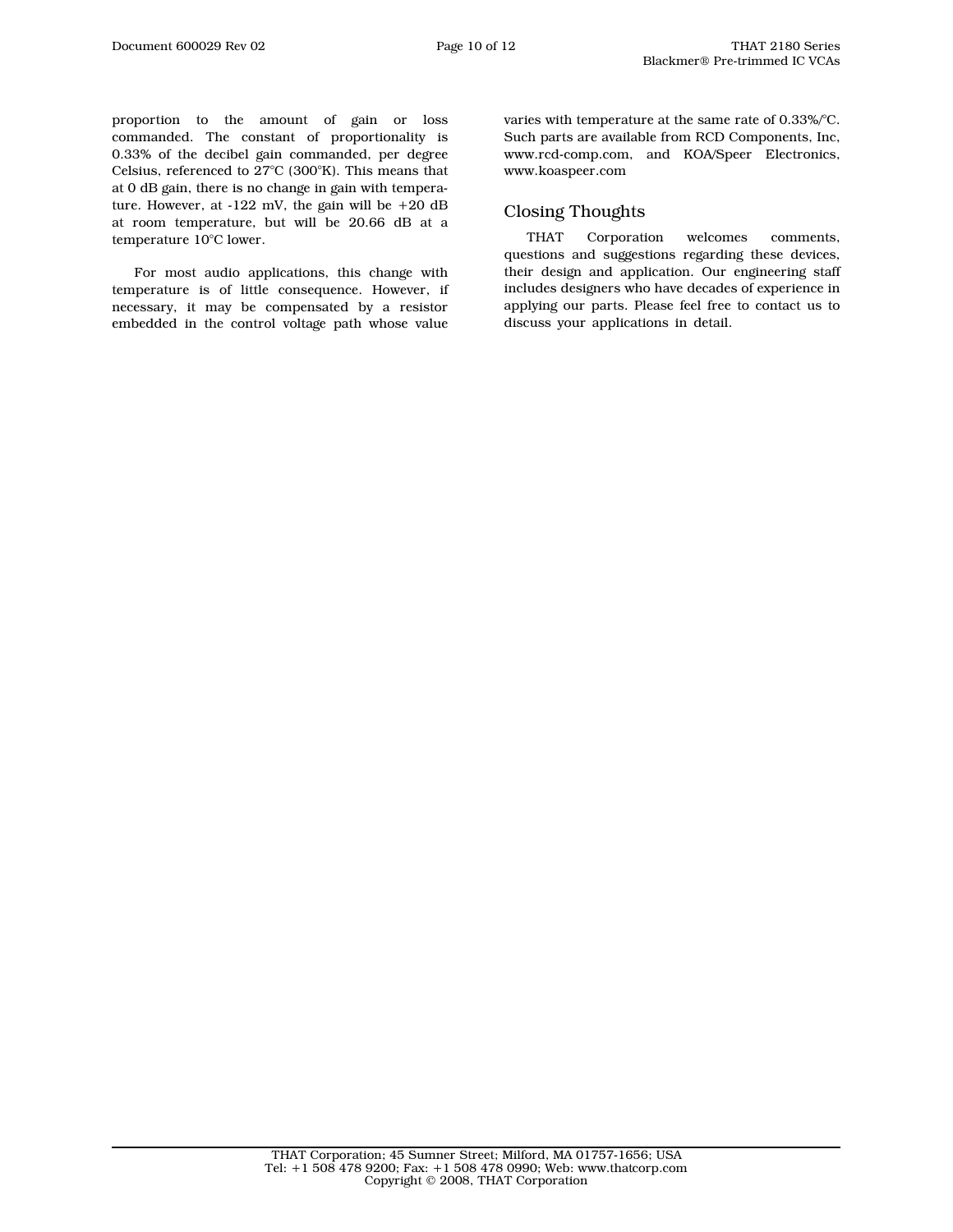proportion to the amount of gain or loss commanded. The constant of proportionality is 0.33% of the decibel gain commanded, per degree Celsius, referenced to 27°C (300°K). This means that at 0 dB gain, there is no change in gain with temperature. However, at -122 mV, the gain will be +20 dB at room temperature, but will be 20.66 dB at a temperature 10°C lower.

For most audio applications, this change with temperature is of little consequence. However, if necessary, it may be compensated by a resistor embedded in the control voltage path whose value varies with temperature at the same rate of 0.33%/°C. Such parts are available from RCD Components, Inc, www.rcd-comp.com, and KOA/Speer Electronics, www.koaspeer.com

## Closing Thoughts

THAT Corporation welcomes comments, questions and suggestions regarding these devices, their design and application. Our engineering staff includes designers who have decades of experience in applying our parts. Please feel free to contact us to discuss your applications in detail.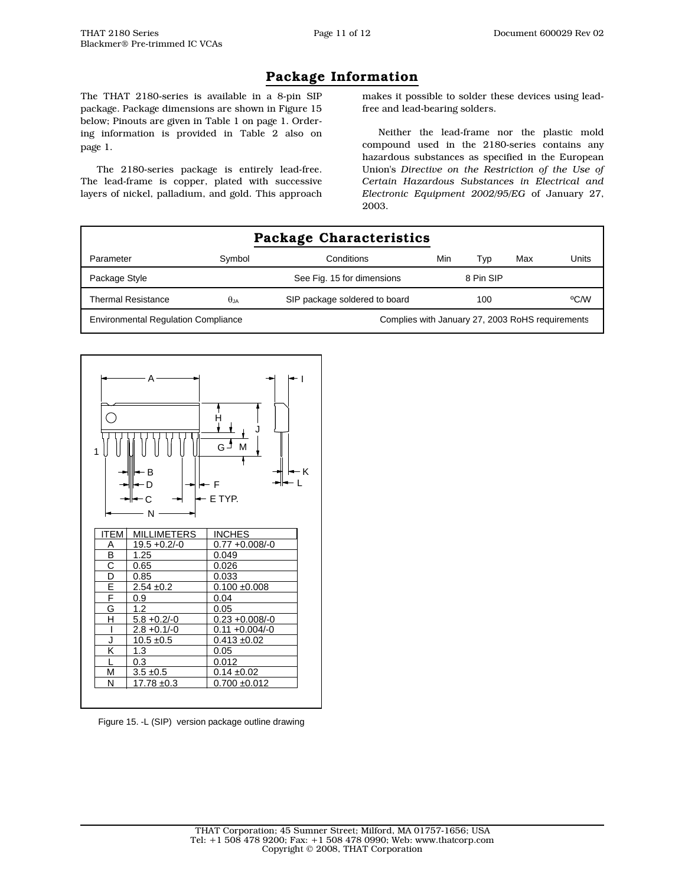# Package Information

The THAT 2180-series is available in a 8-pin SIP package. Package dimensions are shown in Figure 15 below; Pinouts are given in Table 1 on page 1. Ordering information is provided in Table 2 also on page 1.

The 2180-series package is entirely lead-free. The lead-frame is copper, plated with successive layers of nickel, palladium, and gold. This approach makes it possible to solder these devices using lead-free and lead-bearing solders.

Neither the lead-frame nor the plastic mold compound used in the 2180-series contains any hazardous substances as specified in the European Union's *Directive on the Restriction of the Use of Certain Hazardous Substances in Electrical and Electronic Equipment 2002/95/EG* of January 27, 2003.

## Package Characteristics

| Parameter | Symbol | Conditions | Min | Typ | Max | Units |
|---|---|---|---|---|---|---|
| Package Style | | See Fig. 15 for dimensions | | 8 Pin SIP | | |
| Thermal Resistance | $\theta_{JA}$ | SIP package soldered to board | | 100 | | ºC/W |
| Environmental Regulation Compliance | | Complies with January 27, 2003 RoHS requirements | | | | |

| ITEM | MILLIMETERS | INCHES |
|---|---|---|
| A | 19.5 +0.2/-0 | 0.77 +0.008/-0 |
| B | 1.25 | 0.049 |
| C | 0.65 | 0.026 |
| D | 0.85 | 0.033 |
| E | 2.54 ±0.2 | 0.100 ±0.008 |
| F | 0.9 | 0.04 |
| G | 1.2 | 0.05 |
| H | 5.8 +0.2/-0 | 0.23 +0.008/-0 |
| I | 2.8 +0.1/-0 | 0.11 +0.004/-0 |
| J | 10.5 ±0.5 | 0.413 ±0.02 |
| K | 1.3 | 0.05 |
| L | 0.3 | 0.012 |
| M | 3.5 ±0.5 | 0.14 ±0.02 |
| N | 17.78 ±0.3 | 0.700 ±0.012 |

Figure 15. -L (SIP) version package outline drawing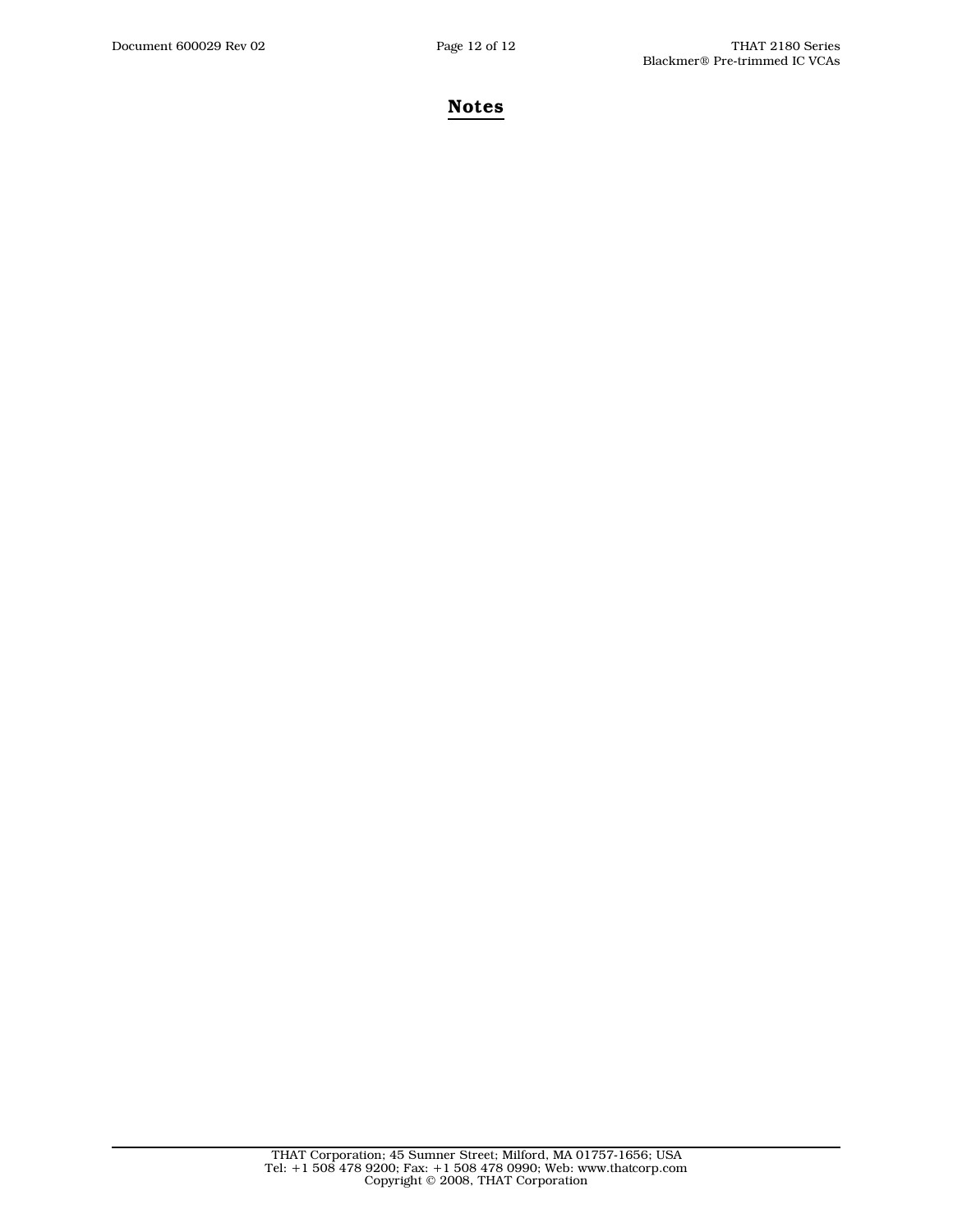# Notes